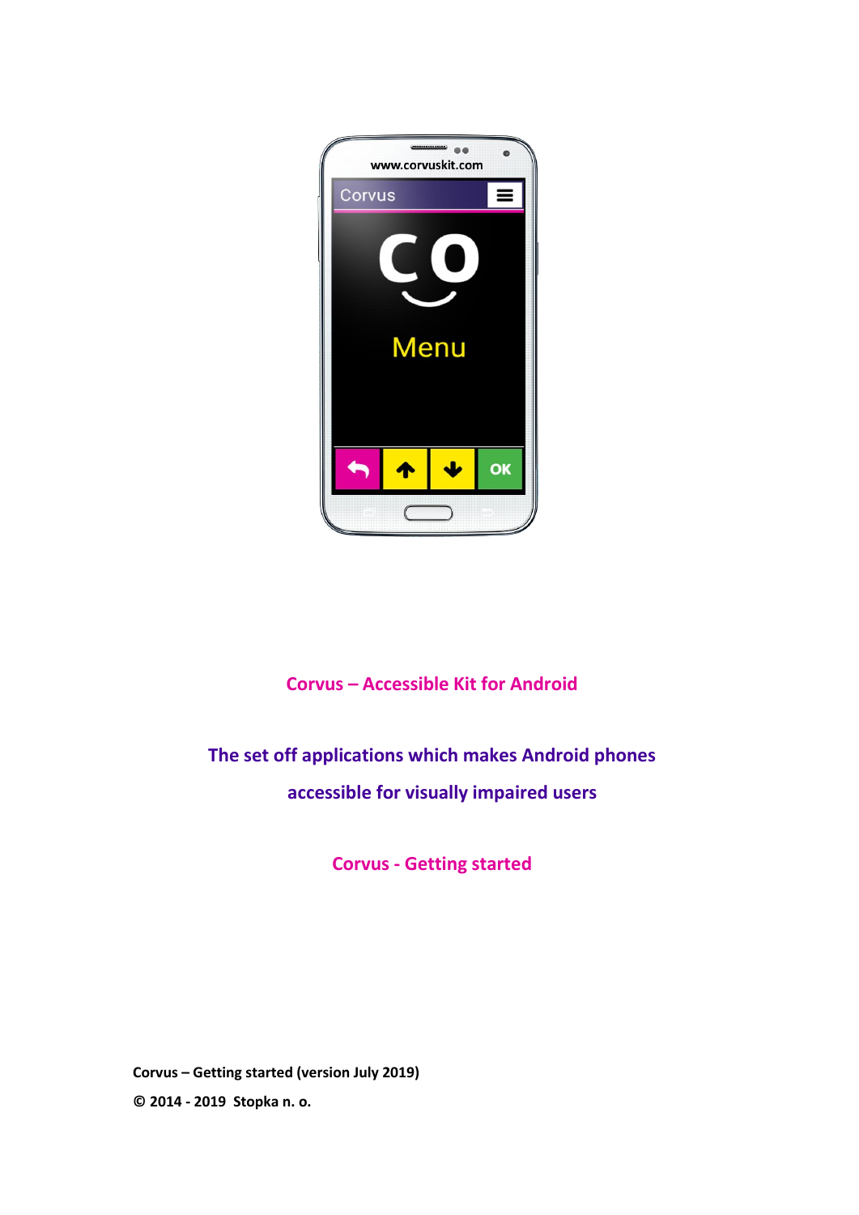# Corvus – Accessible Kit for Android

## The set off applications which makes Android phones accessible for visually impaired users

## Corvus - Getting started

**Corvus – Getting started (version July 2019)**

**© 2014 - 2019 Stopka n. o.**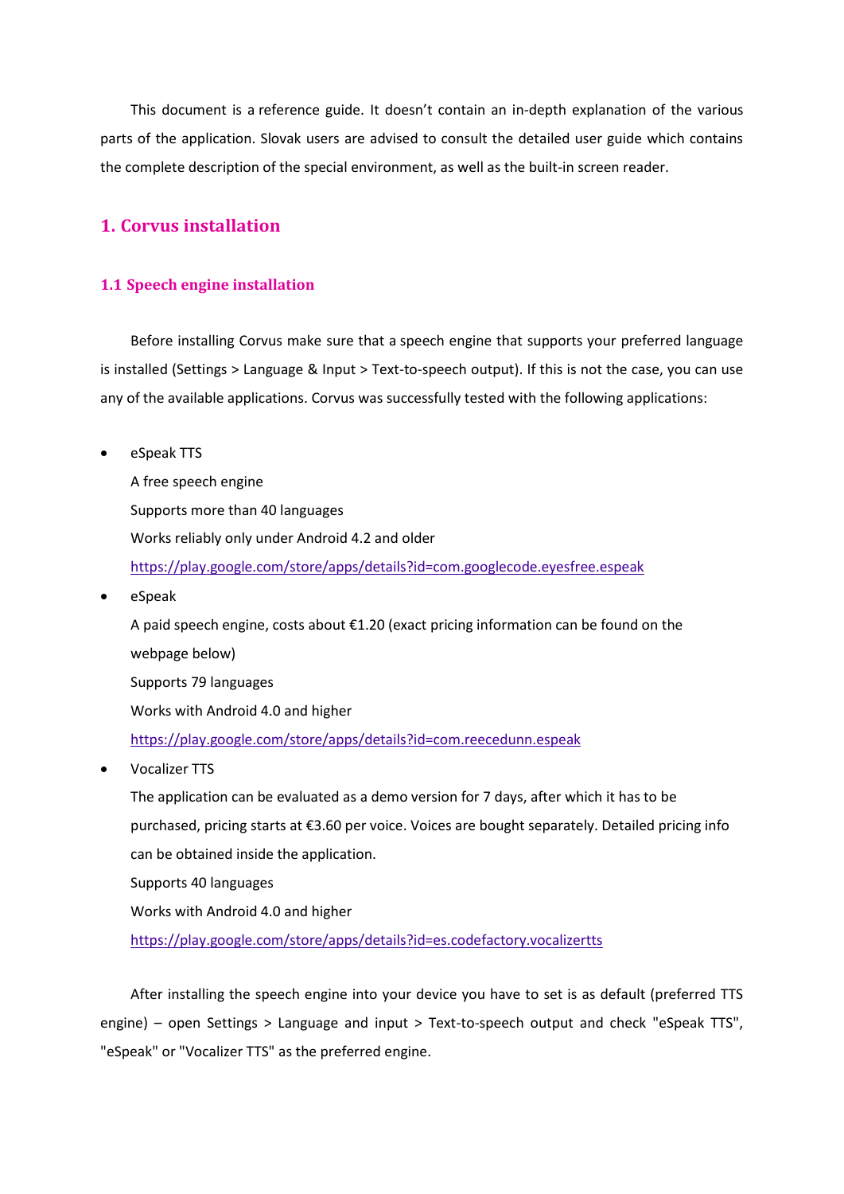This document is a reference guide. It doesn't contain an in-depth explanation of the various parts of the application. Slovak users are advised to consult the detailed user guide which contains the complete description of the special environment, as well as the built-in screen reader.

# 1. Corvus installation

## 1.1 Speech engine installation

Before installing Corvus make sure that a speech engine that supports your preferred language is installed (Settings > Language & Input > Text-to-speech output). If this is not the case, you can use any of the available applications. Corvus was successfully tested with the following applications:

- eSpeak TTS
  
  A free speech engine
  
  Supports more than 40 languages
  
  Works reliably only under Android 4.2 and older
  
  https://play.google.com/store/apps/details?id=com.googlecode.eyesfree.espeak
- eSpeak
  
  A paid speech engine, costs about €1.20 (exact pricing information can be found on the webpage below)
  
  Supports 79 languages
  
  Works with Android 4.0 and higher
  
  https://play.google.com/store/apps/details?id=com.reecedunn.espeak
- Vocalizer TTS
  
  The application can be evaluated as a demo version for 7 days, after which it has to be purchased, pricing starts at €3.60 per voice. Voices are bought separately. Detailed pricing info can be obtained inside the application.
  
  Supports 40 languages
  
  Works with Android 4.0 and higher
  
  https://play.google.com/store/apps/details?id=es.codefactory.vocalizertts

After installing the speech engine into your device you have to set is as default (preferred TTS engine) – open Settings > Language and input > Text-to-speech output and check "eSpeak TTS", "eSpeak" or "Vocalizer TTS" as the preferred engine.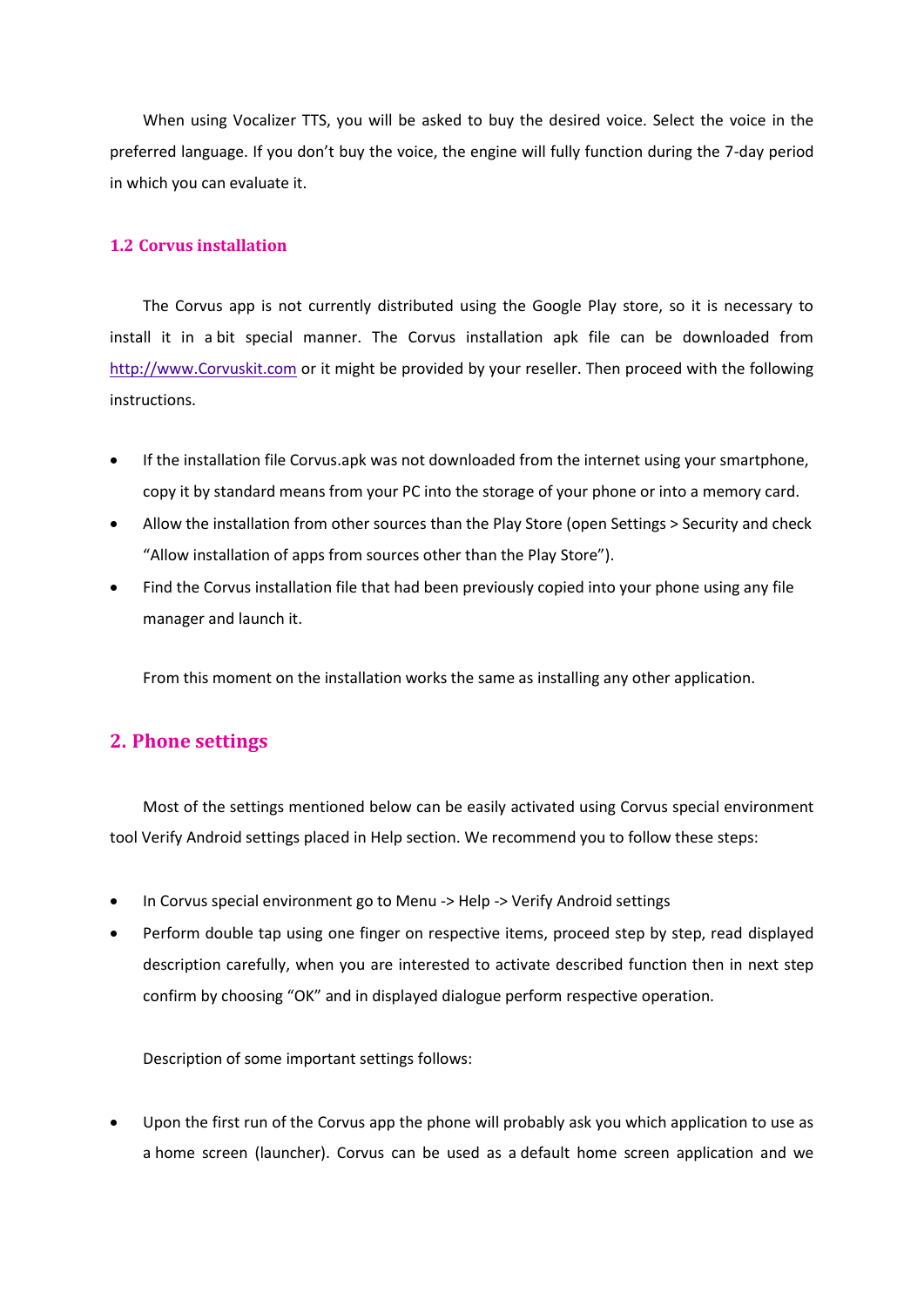When using Vocalizer TTS, you will be asked to buy the desired voice. Select the voice in the preferred language. If you don't buy the voice, the engine will fully function during the 7-day period in which you can evaluate it.

### 1.2 Corvus installation

The Corvus app is not currently distributed using the Google Play store, so it is necessary to install it in a bit special manner. The Corvus installation apk file can be downloaded from [http://www.Corvuskit.com](http://www.Corvuskit.com) or it might be provided by your reseller. Then proceed with the following instructions.

- If the installation file Corvus.apk was not downloaded from the internet using your smartphone, copy it by standard means from your PC into the storage of your phone or into a memory card.
- Allow the installation from other sources than the Play Store (open Settings > Security and check "Allow installation of apps from sources other than the Play Store").
- Find the Corvus installation file that had been previously copied into your phone using any file manager and launch it.

From this moment on the installation works the same as installing any other application.

## 2. Phone settings

Most of the settings mentioned below can be easily activated using Corvus special environment tool Verify Android settings placed in Help section. We recommend you to follow these steps:

- In Corvus special environment go to Menu -> Help -> Verify Android settings
- Perform double tap using one finger on respective items, proceed step by step, read displayed description carefully, when you are interested to activate described function then in next step confirm by choosing "OK" and in displayed dialogue perform respective operation.

Description of some important settings follows:

- Upon the first run of the Corvus app the phone will probably ask you which application to use as a home screen (launcher). Corvus can be used as a default home screen application and we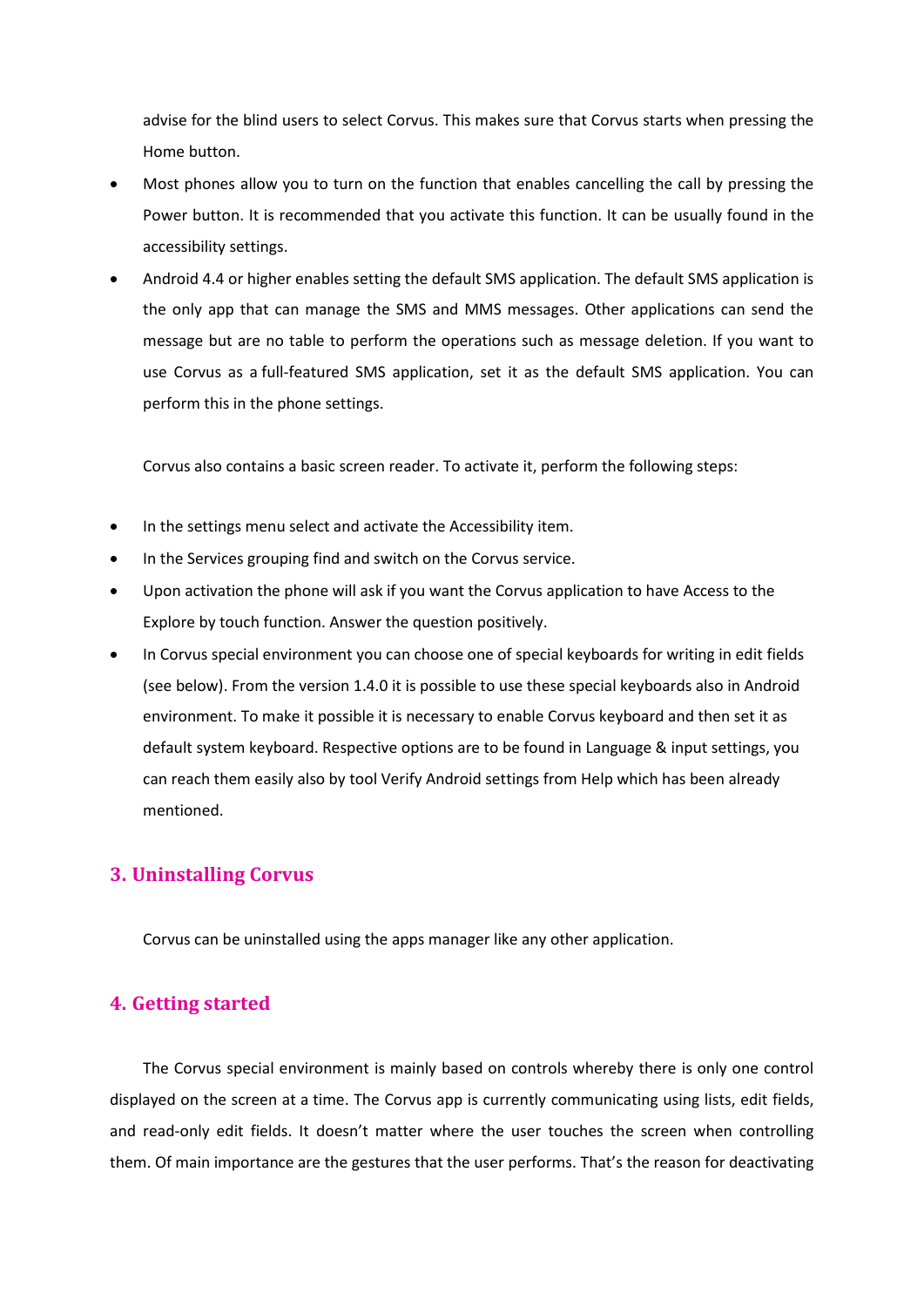advise for the blind users to select Corvus. This makes sure that Corvus starts when pressing the Home button.

- Most phones allow you to turn on the function that enables cancelling the call by pressing the Power button. It is recommended that you activate this function. It can be usually found in the accessibility settings.
- Android 4.4 or higher enables setting the default SMS application. The default SMS application is the only app that can manage the SMS and MMS messages. Other applications can send the message but are no table to perform the operations such as message deletion. If you want to use Corvus as a full-featured SMS application, set it as the default SMS application. You can perform this in the phone settings.

Corvus also contains a basic screen reader. To activate it, perform the following steps:

- In the settings menu select and activate the Accessibility item.
- In the Services grouping find and switch on the Corvus service.
- Upon activation the phone will ask if you want the Corvus application to have Access to the Explore by touch function. Answer the question positively.
- In Corvus special environment you can choose one of special keyboards for writing in edit fields (see below). From the version 1.4.0 it is possible to use these special keyboards also in Android environment. To make it possible it is necessary to enable Corvus keyboard and then set it as default system keyboard. Respective options are to be found in Language & input settings, you can reach them easily also by tool Verify Android settings from Help which has been already mentioned.

## 3. Uninstalling Corvus

Corvus can be uninstalled using the apps manager like any other application.

## 4. Getting started

The Corvus special environment is mainly based on controls whereby there is only one control displayed on the screen at a time. The Corvus app is currently communicating using lists, edit fields, and read-only edit fields. It doesn't matter where the user touches the screen when controlling them. Of main importance are the gestures that the user performs. That's the reason for deactivating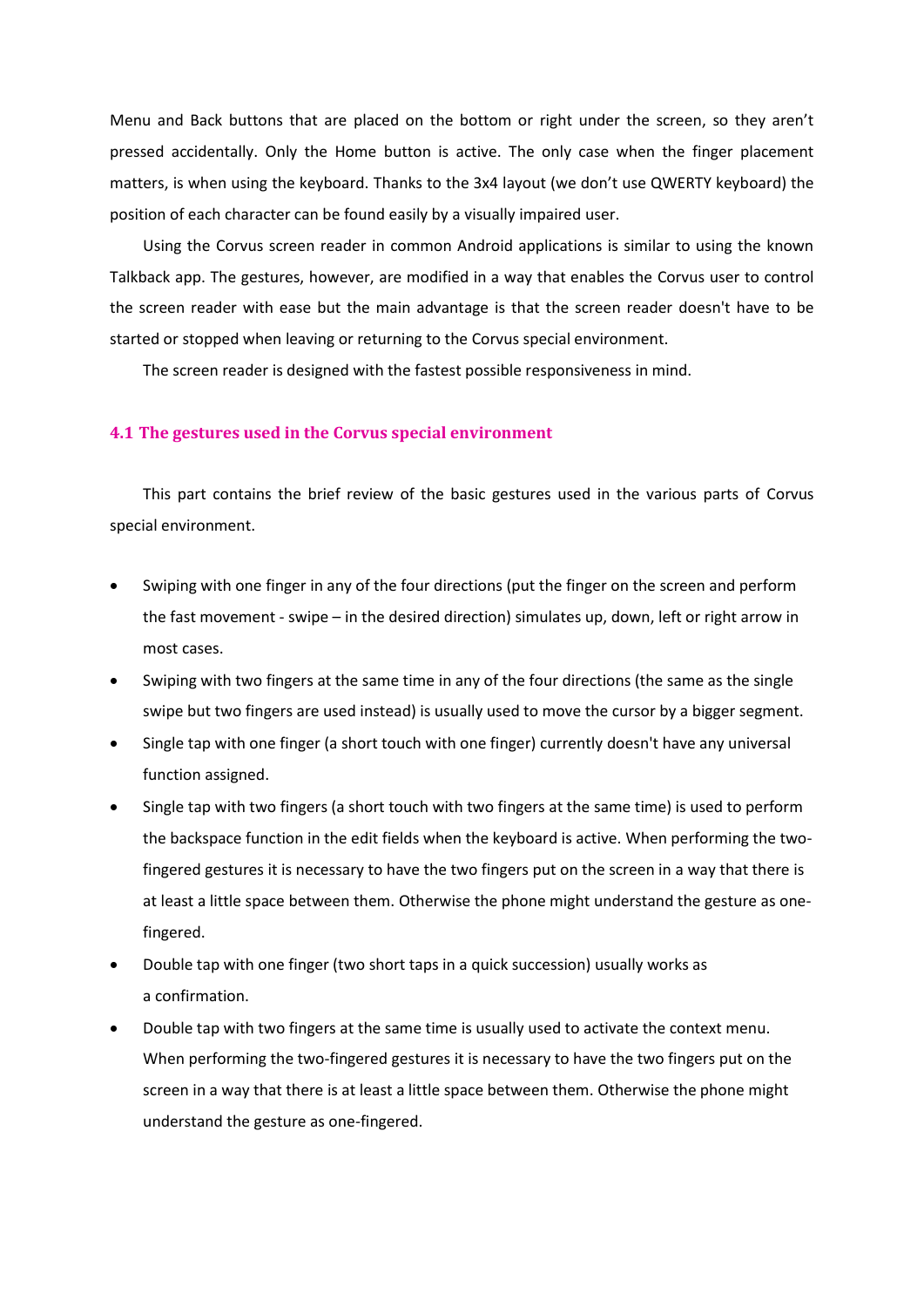Menu and Back buttons that are placed on the bottom or right under the screen, so they aren't pressed accidentally. Only the Home button is active. The only case when the finger placement matters, is when using the keyboard. Thanks to the 3x4 layout (we don't use QWERTY keyboard) the position of each character can be found easily by a visually impaired user.

Using the Corvus screen reader in common Android applications is similar to using the known Talkback app. The gestures, however, are modified in a way that enables the Corvus user to control the screen reader with ease but the main advantage is that the screen reader doesn't have to be started or stopped when leaving or returning to the Corvus special environment.

The screen reader is designed with the fastest possible responsiveness in mind.

## 4.1 The gestures used in the Corvus special environment

This part contains the brief review of the basic gestures used in the various parts of Corvus special environment.

- Swiping with one finger in any of the four directions (put the finger on the screen and perform the fast movement - swipe – in the desired direction) simulates up, down, left or right arrow in most cases.
- Swiping with two fingers at the same time in any of the four directions (the same as the single swipe but two fingers are used instead) is usually used to move the cursor by a bigger segment.
- Single tap with one finger (a short touch with one finger) currently doesn't have any universal function assigned.
- Single tap with two fingers (a short touch with two fingers at the same time) is used to perform the backspace function in the edit fields when the keyboard is active. When performing the two-fingered gestures it is necessary to have the two fingers put on the screen in a way that there is at least a little space between them. Otherwise the phone might understand the gesture as one-fingered.
- Double tap with one finger (two short taps in a quick succession) usually works as a confirmation.
- Double tap with two fingers at the same time is usually used to activate the context menu. When performing the two-fingered gestures it is necessary to have the two fingers put on the screen in a way that there is at least a little space between them. Otherwise the phone might understand the gesture as one-fingered.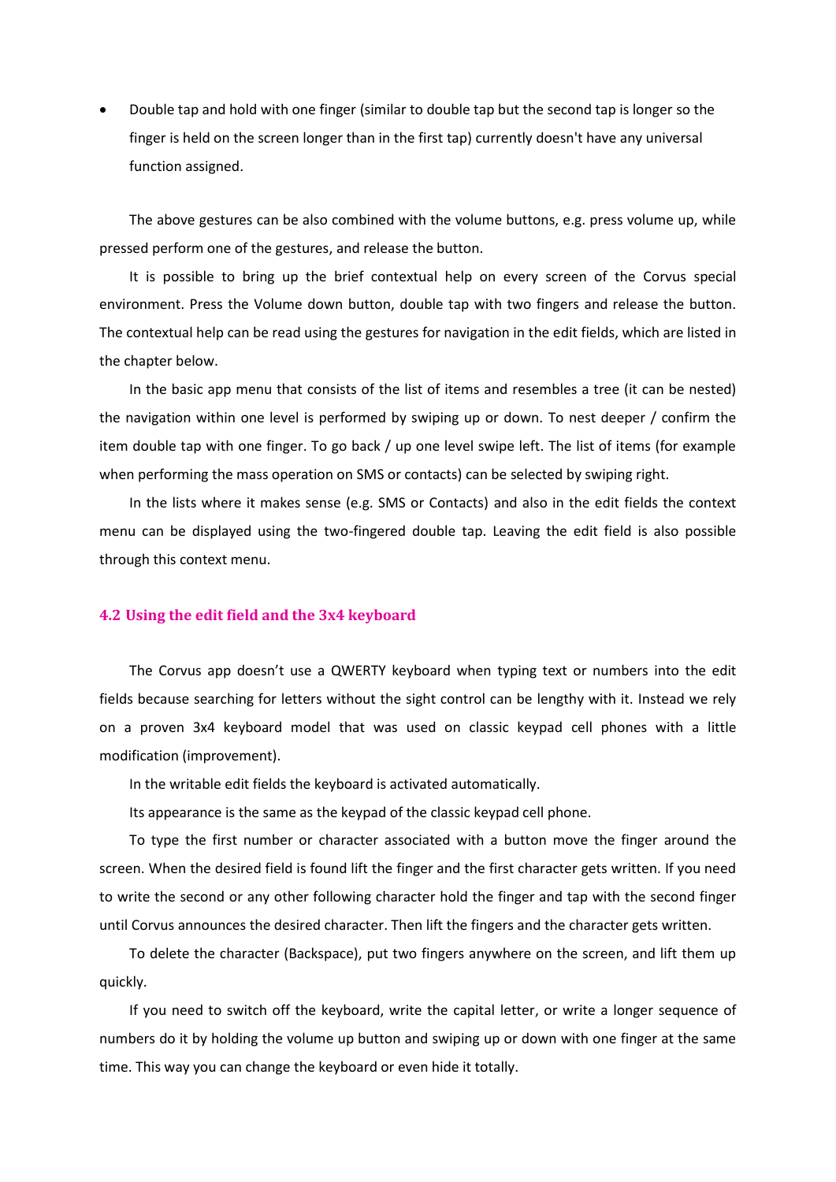- Double tap and hold with one finger (similar to double tap but the second tap is longer so the finger is held on the screen longer than in the first tap) currently doesn't have any universal function assigned.

The above gestures can be also combined with the volume buttons, e.g. press volume up, while pressed perform one of the gestures, and release the button.

It is possible to bring up the brief contextual help on every screen of the Corvus special environment. Press the Volume down button, double tap with two fingers and release the button. The contextual help can be read using the gestures for navigation in the edit fields, which are listed in the chapter below.

In the basic app menu that consists of the list of items and resembles a tree (it can be nested) the navigation within one level is performed by swiping up or down. To nest deeper / confirm the item double tap with one finger. To go back / up one level swipe left. The list of items (for example when performing the mass operation on SMS or contacts) can be selected by swiping right.

In the lists where it makes sense (e.g. SMS or Contacts) and also in the edit fields the context menu can be displayed using the two-fingered double tap. Leaving the edit field is also possible through this context menu.

## 4.2 Using the edit field and the 3x4 keyboard

The Corvus app doesn't use a QWERTY keyboard when typing text or numbers into the edit fields because searching for letters without the sight control can be lengthy with it. Instead we rely on a proven 3x4 keyboard model that was used on classic keypad cell phones with a little modification (improvement).

In the writable edit fields the keyboard is activated automatically.

Its appearance is the same as the keypad of the classic keypad cell phone.

To type the first number or character associated with a button move the finger around the screen. When the desired field is found lift the finger and the first character gets written. If you need to write the second or any other following character hold the finger and tap with the second finger until Corvus announces the desired character. Then lift the fingers and the character gets written.

To delete the character (Backspace), put two fingers anywhere on the screen, and lift them up quickly.

If you need to switch off the keyboard, write the capital letter, or write a longer sequence of numbers do it by holding the volume up button and swiping up or down with one finger at the same time. This way you can change the keyboard or even hide it totally.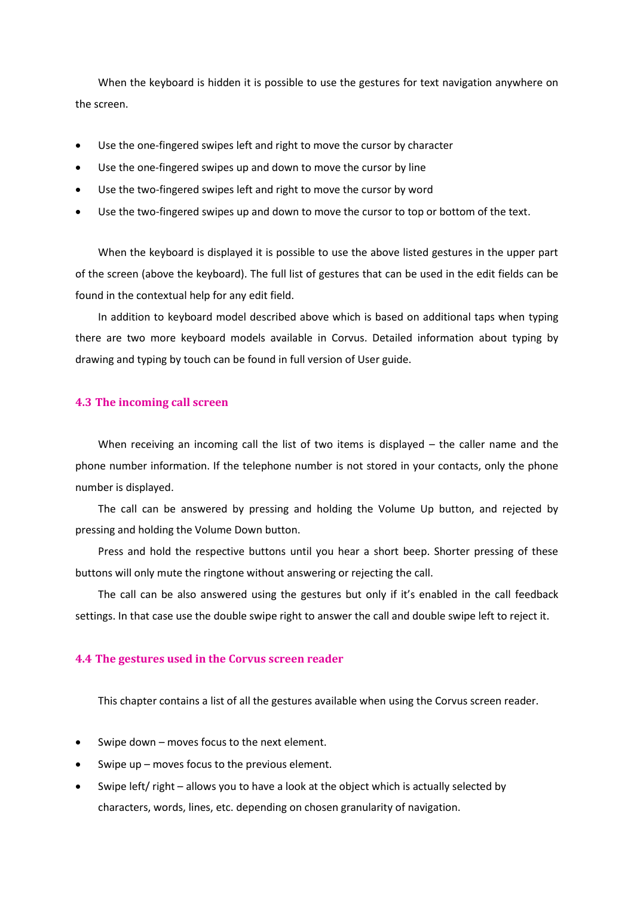When the keyboard is hidden it is possible to use the gestures for text navigation anywhere on the screen.

- Use the one-fingered swipes left and right to move the cursor by character
- Use the one-fingered swipes up and down to move the cursor by line
- Use the two-fingered swipes left and right to move the cursor by word
- Use the two-fingered swipes up and down to move the cursor to top or bottom of the text.

When the keyboard is displayed it is possible to use the above listed gestures in the upper part of the screen (above the keyboard). The full list of gestures that can be used in the edit fields can be found in the contextual help for any edit field.

In addition to keyboard model described above which is based on additional taps when typing there are two more keyboard models available in Corvus. Detailed information about typing by drawing and typing by touch can be found in full version of User guide.

## 4.3 The incoming call screen

When receiving an incoming call the list of two items is displayed – the caller name and the phone number information. If the telephone number is not stored in your contacts, only the phone number is displayed.

The call can be answered by pressing and holding the Volume Up button, and rejected by pressing and holding the Volume Down button.

Press and hold the respective buttons until you hear a short beep. Shorter pressing of these buttons will only mute the ringtone without answering or rejecting the call.

The call can be also answered using the gestures but only if it's enabled in the call feedback settings. In that case use the double swipe right to answer the call and double swipe left to reject it.

## 4.4 The gestures used in the Corvus screen reader

This chapter contains a list of all the gestures available when using the Corvus screen reader.

- Swipe down – moves focus to the next element.
- Swipe up – moves focus to the previous element.
- Swipe left/ right – allows you to have a look at the object which is actually selected by characters, words, lines, etc. depending on chosen granularity of navigation.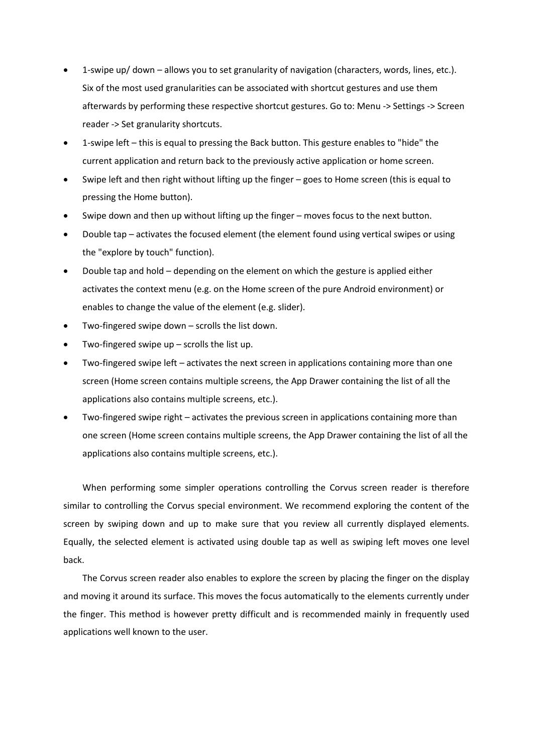- 1-swipe up/ down – allows you to set granularity of navigation (characters, words, lines, etc.). Six of the most used granularities can be associated with shortcut gestures and use them afterwards by performing these respective shortcut gestures. Go to: Menu -> Settings -> Screen reader -> Set granularity shortcuts.
- 1-swipe left – this is equal to pressing the Back button. This gesture enables to "hide" the current application and return back to the previously active application or home screen.
- Swipe left and then right without lifting up the finger – goes to Home screen (this is equal to pressing the Home button).
- Swipe down and then up without lifting up the finger – moves focus to the next button.
- Double tap – activates the focused element (the element found using vertical swipes or using the "explore by touch" function).
- Double tap and hold – depending on the element on which the gesture is applied either activates the context menu (e.g. on the Home screen of the pure Android environment) or enables to change the value of the element (e.g. slider).
- Two-fingered swipe down – scrolls the list down.
- Two-fingered swipe up – scrolls the list up.
- Two-fingered swipe left – activates the next screen in applications containing more than one screen (Home screen contains multiple screens, the App Drawer containing the list of all the applications also contains multiple screens, etc.).
- Two-fingered swipe right – activates the previous screen in applications containing more than one screen (Home screen contains multiple screens, the App Drawer containing the list of all the applications also contains multiple screens, etc.).

When performing some simpler operations controlling the Corvus screen reader is therefore similar to controlling the Corvus special environment. We recommend exploring the content of the screen by swiping down and up to make sure that you review all currently displayed elements. Equally, the selected element is activated using double tap as well as swiping left moves one level back.

The Corvus screen reader also enables to explore the screen by placing the finger on the display and moving it around its surface. This moves the focus automatically to the elements currently under the finger. This method is however pretty difficult and is recommended mainly in frequently used applications well known to the user.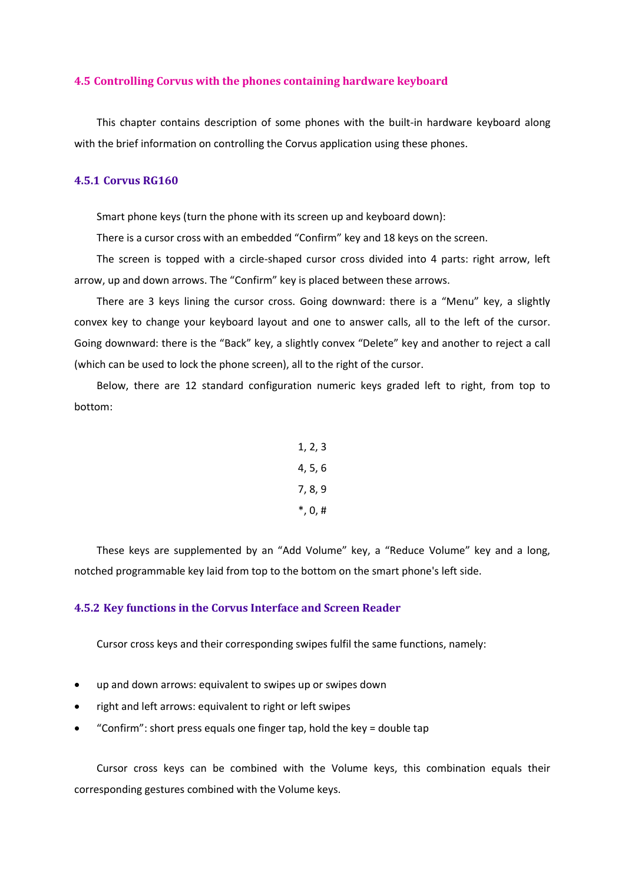## 4.5 Controlling Corvus with the phones containing hardware keyboard

This chapter contains description of some phones with the built-in hardware keyboard along with the brief information on controlling the Corvus application using these phones.

### 4.5.1 Corvus RG160

Smart phone keys (turn the phone with its screen up and keyboard down):

There is a cursor cross with an embedded “Confirm” key and 18 keys on the screen.

The screen is topped with a circle-shaped cursor cross divided into 4 parts: right arrow, left arrow, up and down arrows. The “Confirm” key is placed between these arrows.

There are 3 keys lining the cursor cross. Going downward: there is a “Menu” key, a slightly convex key to change your keyboard layout and one to answer calls, all to the left of the cursor. Going downward: there is the “Back” key, a slightly convex “Delete” key and another to reject a call (which can be used to lock the phone screen), all to the right of the cursor.

Below, there are 12 standard configuration numeric keys graded left to right, from top to bottom:

1, 2, 3

4, 5, 6

7, 8, 9

*, 0, #

These keys are supplemented by an “Add Volume” key, a “Reduce Volume” key and a long, notched programmable key laid from top to the bottom on the smart phone's left side.

### 4.5.2 Key functions in the Corvus Interface and Screen Reader

Cursor cross keys and their corresponding swipes fulfil the same functions, namely:

- up and down arrows: equivalent to swipes up or swipes down
- right and left arrows: equivalent to right or left swipes
- “Confirm”: short press equals one finger tap, hold the key = double tap

Cursor cross keys can be combined with the Volume keys, this combination equals their corresponding gestures combined with the Volume keys.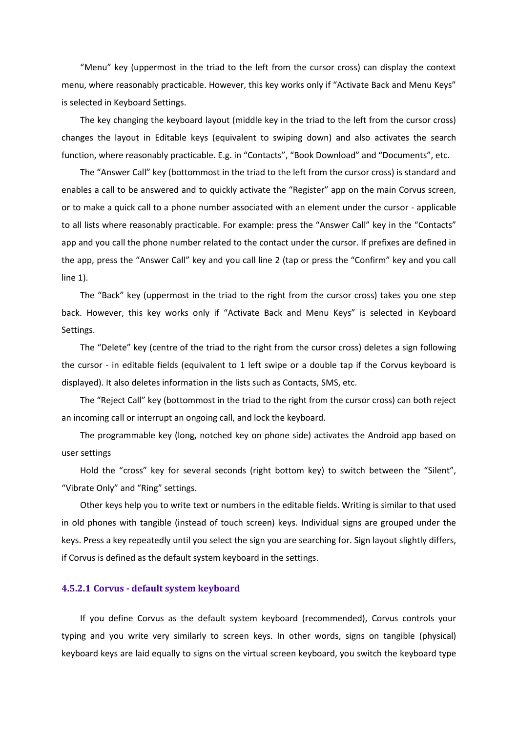“Menu” key (uppermost in the triad to the left from the cursor cross) can display the context menu, where reasonably practicable. However, this key works only if “Activate Back and Menu Keys” is selected in Keyboard Settings.

The key changing the keyboard layout (middle key in the triad to the left from the cursor cross) changes the layout in Editable keys (equivalent to swiping down) and also activates the search function, where reasonably practicable. E.g. in “Contacts”, “Book Download” and “Documents”, etc.

The “Answer Call” key (bottommost in the triad to the left from the cursor cross) is standard and enables a call to be answered and to quickly activate the “Register” app on the main Corvus screen, or to make a quick call to a phone number associated with an element under the cursor - applicable to all lists where reasonably practicable. For example: press the “Answer Call” key in the “Contacts” app and you call the phone number related to the contact under the cursor. If prefixes are defined in the app, press the “Answer Call” key and you call line 2 (tap or press the “Confirm” key and you call line 1).

The “Back” key (uppermost in the triad to the right from the cursor cross) takes you one step back. However, this key works only if “Activate Back and Menu Keys” is selected in Keyboard Settings.

The “Delete” key (centre of the triad to the right from the cursor cross) deletes a sign following the cursor - in editable fields (equivalent to 1 left swipe or a double tap if the Corvus keyboard is displayed). It also deletes information in the lists such as Contacts, SMS, etc.

The “Reject Call” key (bottommost in the triad to the right from the cursor cross) can both reject an incoming call or interrupt an ongoing call, and lock the keyboard.

The programmable key (long, notched key on phone side) activates the Android app based on user settings

Hold the “cross” key for several seconds (right bottom key) to switch between the “Silent”, “Vibrate Only” and “Ring” settings.

Other keys help you to write text or numbers in the editable fields. Writing is similar to that used in old phones with tangible (instead of touch screen) keys. Individual signs are grouped under the keys. Press a key repeatedly until you select the sign you are searching for. Sign layout slightly differs, if Corvus is defined as the default system keyboard in the settings.

#### 4.5.2.1 Corvus - default system keyboard

If you define Corvus as the default system keyboard (recommended), Corvus controls your typing and you write very similarly to screen keys. In other words, signs on tangible (physical) keyboard keys are laid equally to signs on the virtual screen keyboard, you switch the keyboard type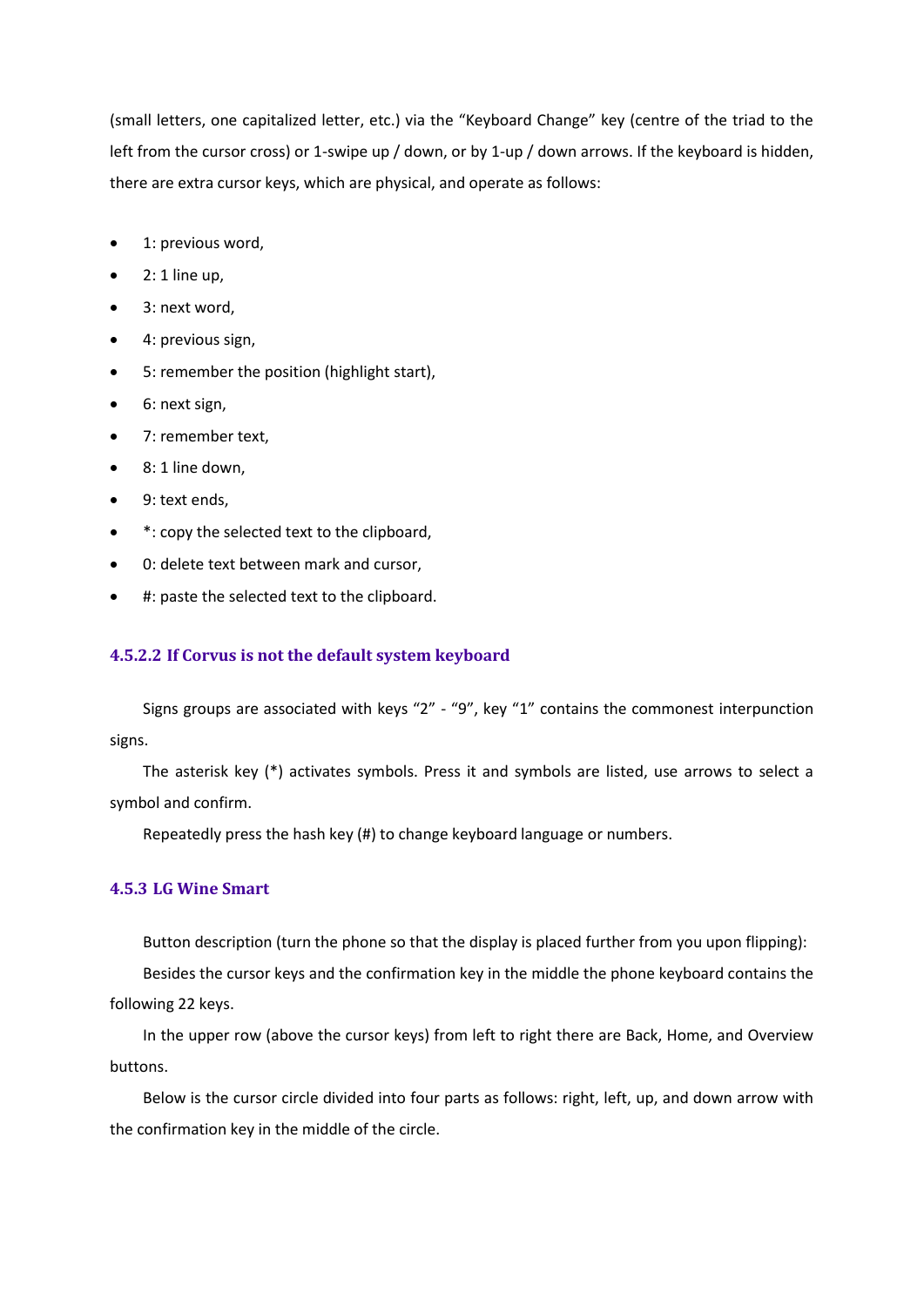(small letters, one capitalized letter, etc.) via the "Keyboard Change" key (centre of the triad to the left from the cursor cross) or 1-swipe up / down, or by 1-up / down arrows. If the keyboard is hidden, there are extra cursor keys, which are physical, and operate as follows:

- 1: previous word,
- 2: 1 line up,
- 3: next word,
- 4: previous sign,
- 5: remember the position (highlight start),
- 6: next sign,
- 7: remember text,
- 8: 1 line down,
- 9: text ends,
- *: copy the selected text to the clipboard,
- 0: delete text between mark and cursor,
- #: paste the selected text to the clipboard.

#### 4.5.2.2 If Corvus is not the default system keyboard

Signs groups are associated with keys "2" - "9", key "1" contains the commonest interpunction signs.

The asterisk key (*) activates symbols. Press it and symbols are listed, use arrows to select a symbol and confirm.

Repeatedly press the hash key (#) to change keyboard language or numbers.

### 4.5.3 LG Wine Smart

Button description (turn the phone so that the display is placed further from you upon flipping):

Besides the cursor keys and the confirmation key in the middle the phone keyboard contains the following 22 keys.

In the upper row (above the cursor keys) from left to right there are Back, Home, and Overview buttons.

Below is the cursor circle divided into four parts as follows: right, left, up, and down arrow with the confirmation key in the middle of the circle.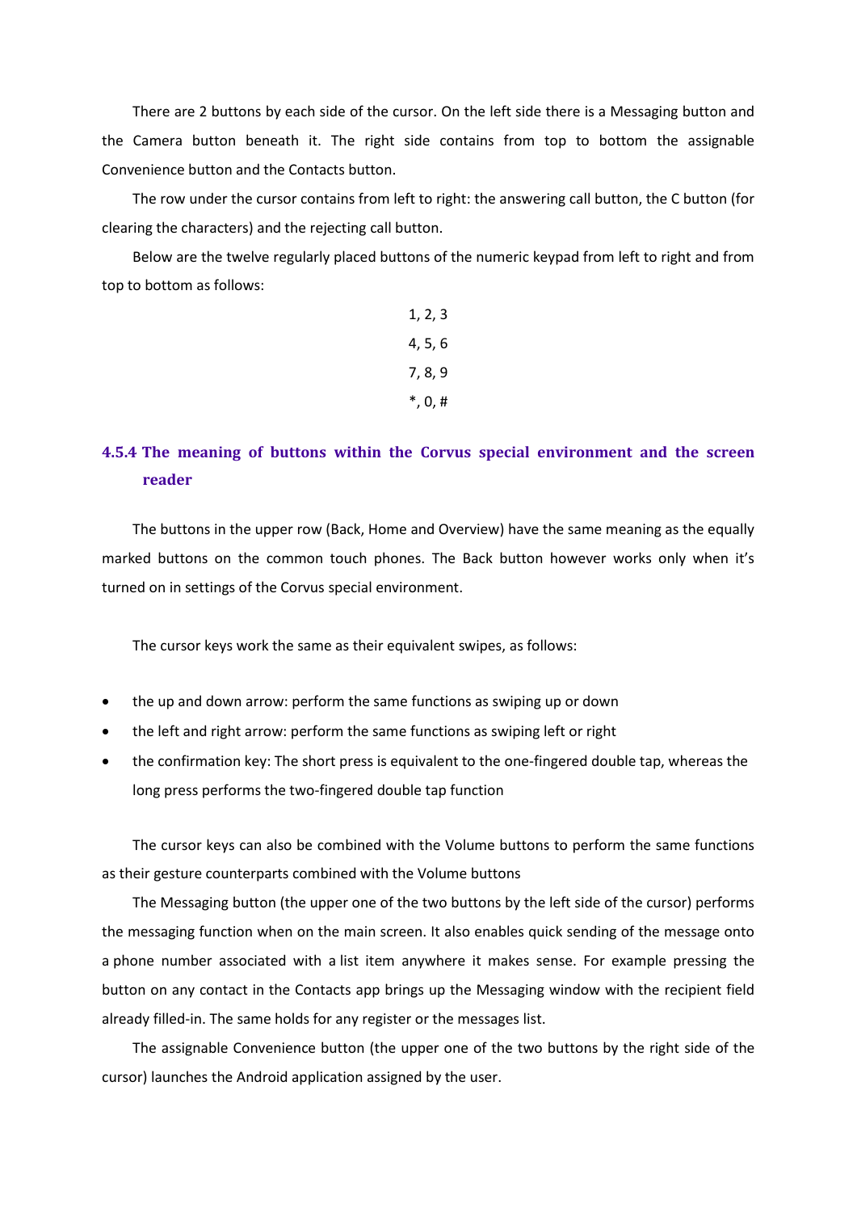There are 2 buttons by each side of the cursor. On the left side there is a Messaging button and the Camera button beneath it. The right side contains from top to bottom the assignable Convenience button and the Contacts button.

The row under the cursor contains from left to right: the answering call button, the C button (for clearing the characters) and the rejecting call button.

Below are the twelve regularly placed buttons of the numeric keypad from left to right and from top to bottom as follows:

1, 2, 3

4, 5, 6

7, 8, 9

*, 0, #

### 4.5.4 The meaning of buttons within the Corvus special environment and the screen reader

The buttons in the upper row (Back, Home and Overview) have the same meaning as the equally marked buttons on the common touch phones. The Back button however works only when it's turned on in settings of the Corvus special environment.

The cursor keys work the same as their equivalent swipes, as follows:

- the up and down arrow: perform the same functions as swiping up or down
- the left and right arrow: perform the same functions as swiping left or right
- the confirmation key: The short press is equivalent to the one-fingered double tap, whereas the long press performs the two-fingered double tap function

The cursor keys can also be combined with the Volume buttons to perform the same functions as their gesture counterparts combined with the Volume buttons

The Messaging button (the upper one of the two buttons by the left side of the cursor) performs the messaging function when on the main screen. It also enables quick sending of the message onto a phone number associated with a list item anywhere it makes sense. For example pressing the button on any contact in the Contacts app brings up the Messaging window with the recipient field already filled-in. The same holds for any register or the messages list.

The assignable Convenience button (the upper one of the two buttons by the right side of the cursor) launches the Android application assigned by the user.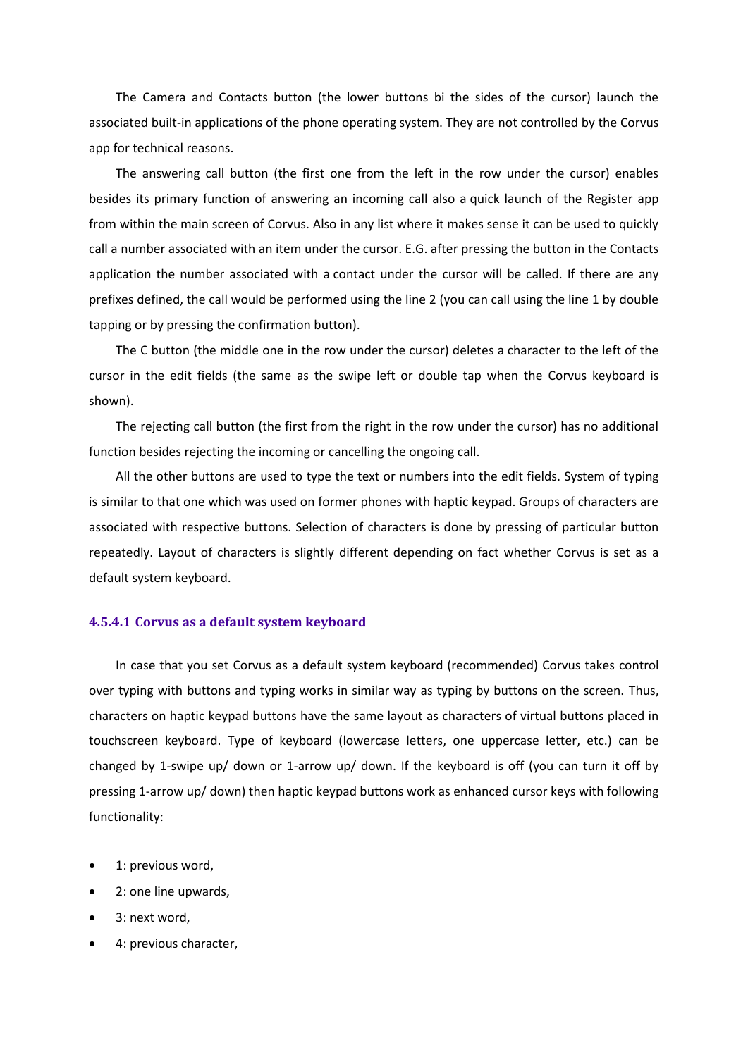The Camera and Contacts button (the lower buttons bi the sides of the cursor) launch the associated built-in applications of the phone operating system. They are not controlled by the Corvus app for technical reasons.

The answering call button (the first one from the left in the row under the cursor) enables besides its primary function of answering an incoming call also a quick launch of the Register app from within the main screen of Corvus. Also in any list where it makes sense it can be used to quickly call a number associated with an item under the cursor. E.G. after pressing the button in the Contacts application the number associated with a contact under the cursor will be called. If there are any prefixes defined, the call would be performed using the line 2 (you can call using the line 1 by double tapping or by pressing the confirmation button).

The C button (the middle one in the row under the cursor) deletes a character to the left of the cursor in the edit fields (the same as the swipe left or double tap when the Corvus keyboard is shown).

The rejecting call button (the first from the right in the row under the cursor) has no additional function besides rejecting the incoming or cancelling the ongoing call.

All the other buttons are used to type the text or numbers into the edit fields. System of typing is similar to that one which was used on former phones with haptic keypad. Groups of characters are associated with respective buttons. Selection of characters is done by pressing of particular button repeatedly. Layout of characters is slightly different depending on fact whether Corvus is set as a default system keyboard.

#### 4.5.4.1 Corvus as a default system keyboard

In case that you set Corvus as a default system keyboard (recommended) Corvus takes control over typing with buttons and typing works in similar way as typing by buttons on the screen. Thus, characters on haptic keypad buttons have the same layout as characters of virtual buttons placed in touchscreen keyboard. Type of keyboard (lowercase letters, one uppercase letter, etc.) can be changed by 1-swipe up/ down or 1-arrow up/ down. If the keyboard is off (you can turn it off by pressing 1-arrow up/ down) then haptic keypad buttons work as enhanced cursor keys with following functionality:

- 1: previous word,
- 2: one line upwards,
- 3: next word,
- 4: previous character,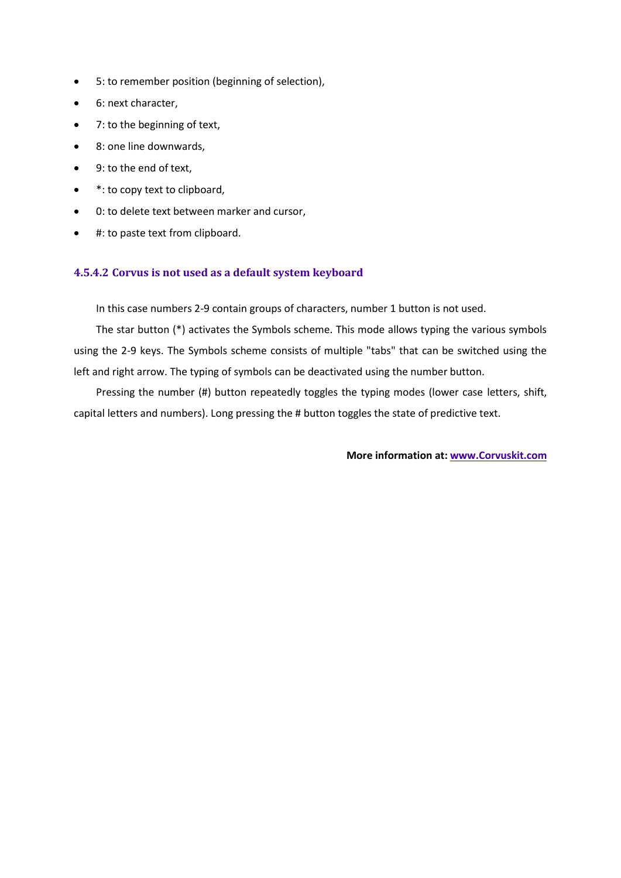- 5: to remember position (beginning of selection),
- 6: next character,
- 7: to the beginning of text,
- 8: one line downwards,
- 9: to the end of text,
- *: to copy text to clipboard,
- 0: to delete text between marker and cursor,
- #: to paste text from clipboard.

#### 4.5.4.2 Corvus is not used as a default system keyboard

In this case numbers 2-9 contain groups of characters, number 1 button is not used.

The star button (*) activates the Symbols scheme. This mode allows typing the various symbols using the 2-9 keys. The Symbols scheme consists of multiple "tabs" that can be switched using the left and right arrow. The typing of symbols can be deactivated using the number button.

Pressing the number (#) button repeatedly toggles the typing modes (lower case letters, shift, capital letters and numbers). Long pressing the # button toggles the state of predictive text.

**More information at: [www.Corvuskit.com](http://www.Corvuskit.com)**